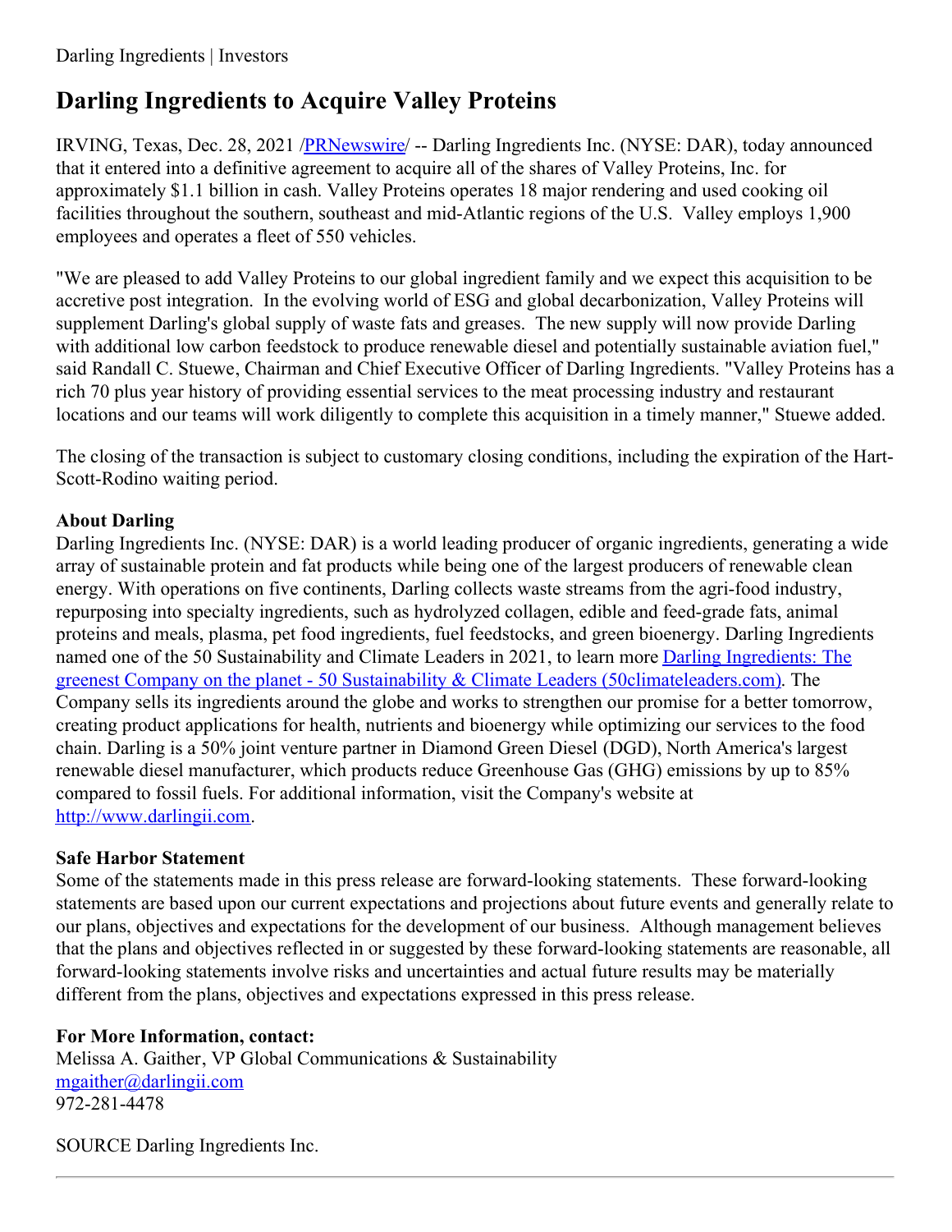Darling Ingredients | Investors

# Darling Ingredients to Acquire Valley Proteins

IRVING, Texas, Dec. 28, 2021 /[PRNewswire](PRNewswire)/ -- Darling Ingredients Inc. (NYSE: DAR), today announced that it entered into a definitive agreement to acquire all of the shares of Valley Proteins, Inc. for approximately $1.1 billion in cash. Valley Proteins operates 18 major rendering and used cooking oil facilities throughout the southern, southeast and mid-Atlantic regions of the U.S. Valley employs 1,900 employees and operates a fleet of 550 vehicles.

"We are pleased to add Valley Proteins to our global ingredient family and we expect this acquisition to be accretive post integration. In the evolving world of ESG and global decarbonization, Valley Proteins will supplement Darling's global supply of waste fats and greases. The new supply will now provide Darling with additional low carbon feedstock to produce renewable diesel and potentially sustainable aviation fuel," said Randall C. Stuewe, Chairman and Chief Executive Officer of Darling Ingredients. "Valley Proteins has a rich 70 plus year history of providing essential services to the meat processing industry and restaurant locations and our teams will work diligently to complete this acquisition in a timely manner," Stuewe added.

The closing of the transaction is subject to customary closing conditions, including the expiration of the Hart-Scott-Rodino waiting period.

**About Darling**
Darling Ingredients Inc. (NYSE: DAR) is a world leading producer of organic ingredients, generating a wide array of sustainable protein and fat products while being one of the largest producers of renewable clean energy. With operations on five continents, Darling collects waste streams from the agri-food industry, repurposing into specialty ingredients, such as hydrolyzed collagen, edible and feed-grade fats, animal proteins and meals, plasma, pet food ingredients, fuel feedstocks, and green bioenergy. Darling Ingredients named one of the 50 Sustainability and Climate Leaders in 2021, to learn more [Darling Ingredients: The greenest Company on the planet - 50 Sustainability & Climate Leaders (50climateleaders.com)](50climateleaders.com). The Company sells its ingredients around the globe and works to strengthen our promise for a better tomorrow, creating product applications for health, nutrients and bioenergy while optimizing our services to the food chain. Darling is a 50% joint venture partner in Diamond Green Diesel (DGD), North America's largest renewable diesel manufacturer, which products reduce Greenhouse Gas (GHG) emissions by up to 85% compared to fossil fuels. For additional information, visit the Company's website at [http://www.darlingii.com](http://www.darlingii.com).

**Safe Harbor Statement**
Some of the statements made in this press release are forward-looking statements. These forward-looking statements are based upon our current expectations and projections about future events and generally relate to our plans, objectives and expectations for the development of our business. Although management believes that the plans and objectives reflected in or suggested by these forward-looking statements are reasonable, all forward-looking statements involve risks and uncertainties and actual future results may be materially different from the plans, objectives and expectations expressed in this press release.

**For More Information, contact:**
Melissa A. Gaither, VP Global Communications & Sustainability
[mgaither@darlingii.com](mailto:mgaither@darlingii.com)
972-281-4478

SOURCE Darling Ingredients Inc.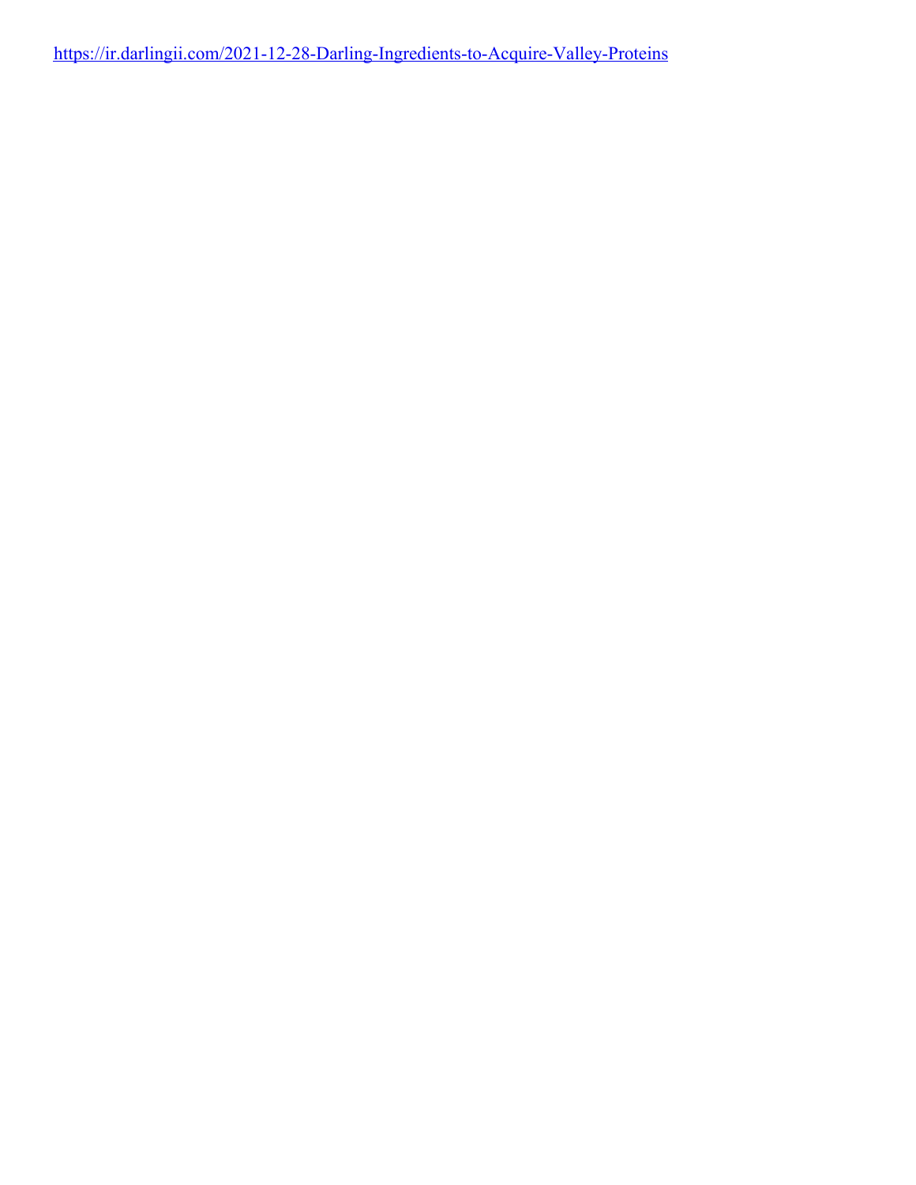https://ir.darlingii.com/2021-12-28-Darling-Ingredients-to-Acquire-Valley-Proteins